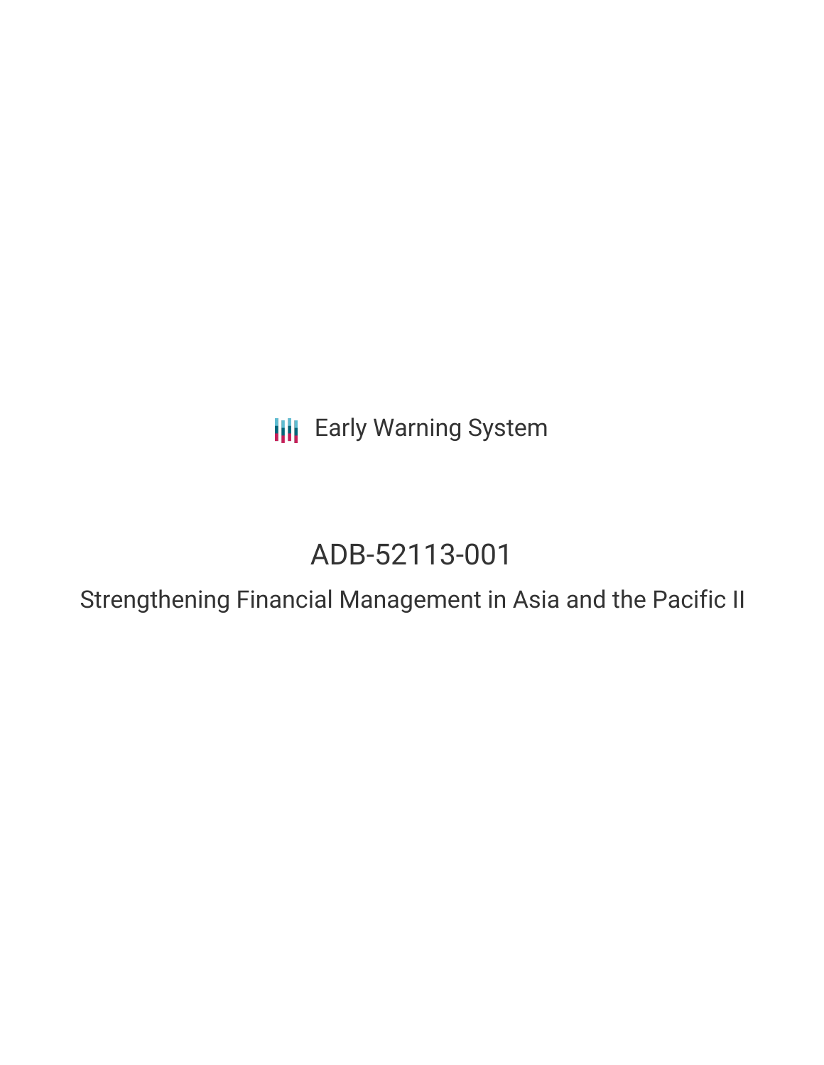Early Warning System

# ADB-52113-001

## Strengthening Financial Management in Asia and the Pacific II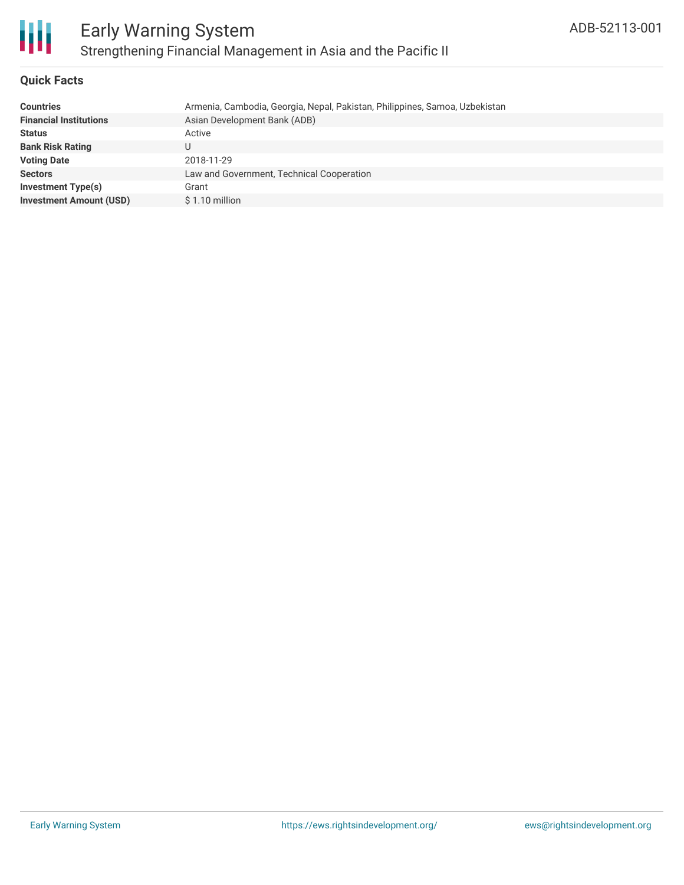# Early Warning System

## Strengthening Financial Management in Asia and the Pacific II

ADB-52113-001

### Quick Facts

| | |
|---|---|
| **Countries** | Armenia, Cambodia, Georgia, Nepal, Pakistan, Philippines, Samoa, Uzbekistan |
| **Financial Institutions** | Asian Development Bank (ADB) |
| **Status** | Active |
| **Bank Risk Rating** | U |
| **Voting Date** | 2018-11-29 |
| **Sectors** | Law and Government, Technical Cooperation |
| **Investment Type(s)** | Grant |
| **Investment Amount (USD)** | $ 1.10 million |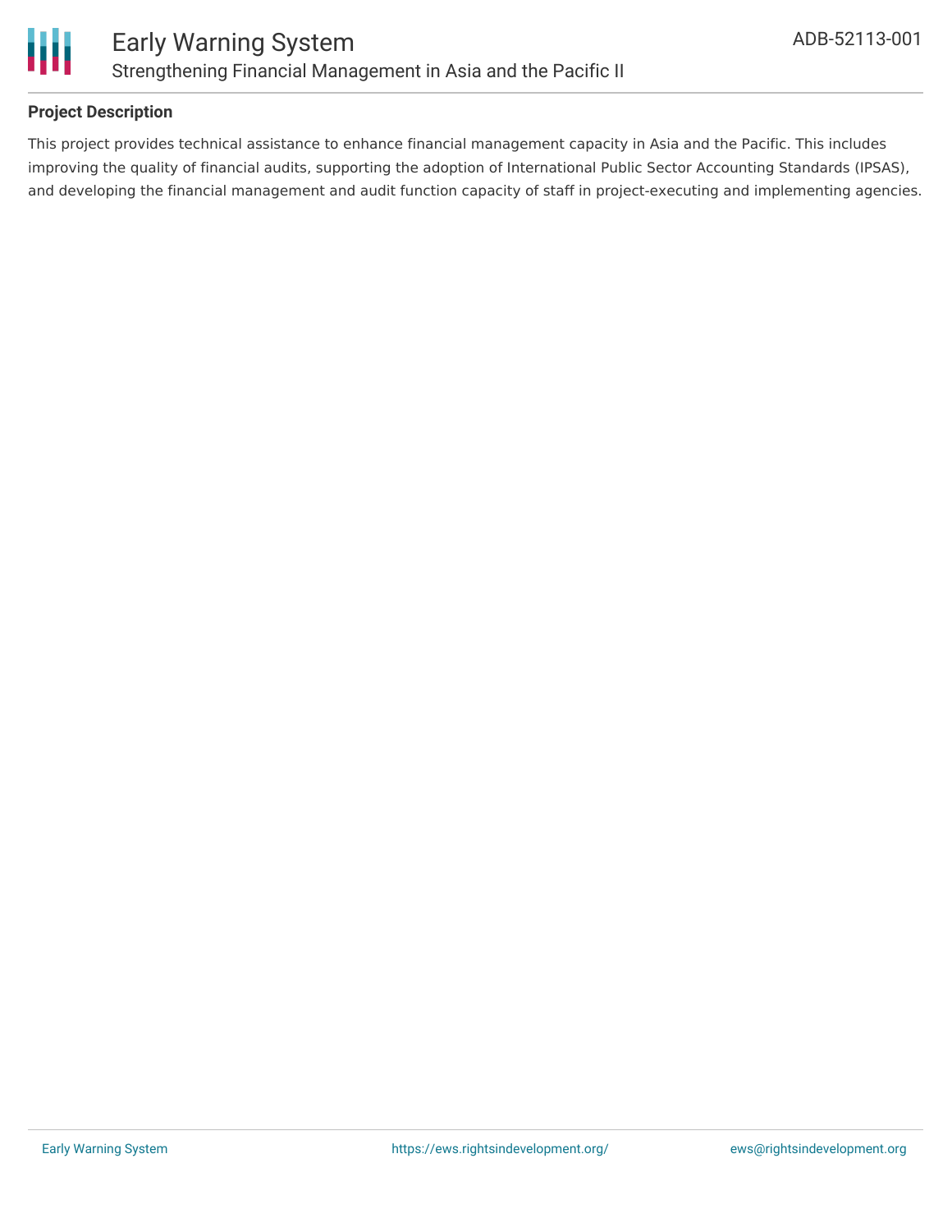**Project Description**

This project provides technical assistance to enhance financial management capacity in Asia and the Pacific. This includes improving the quality of financial audits, supporting the adoption of International Public Sector Accounting Standards (IPSAS), and developing the financial management and audit function capacity of staff in project-executing and implementing agencies.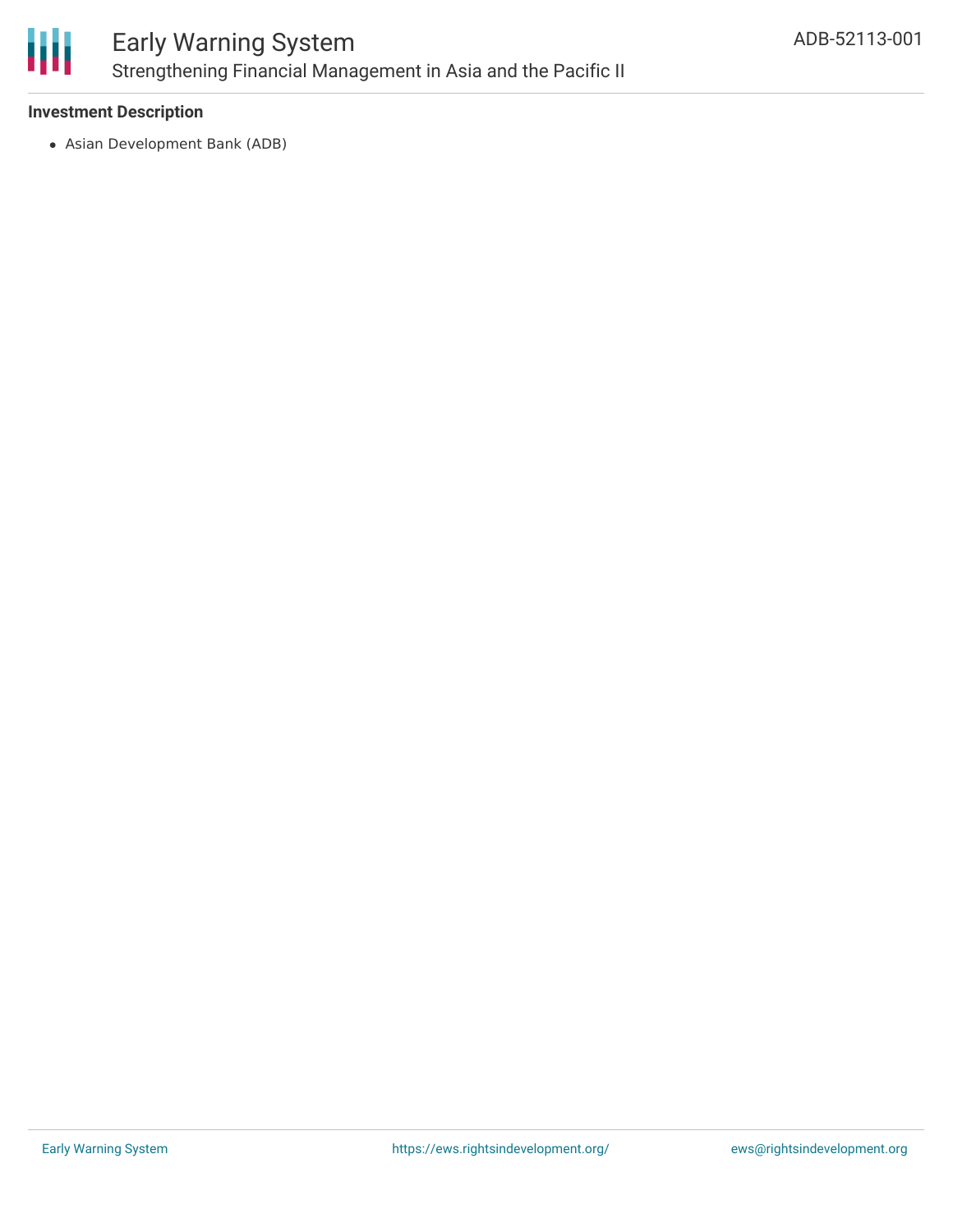### Investment Description

- Asian Development Bank (ADB)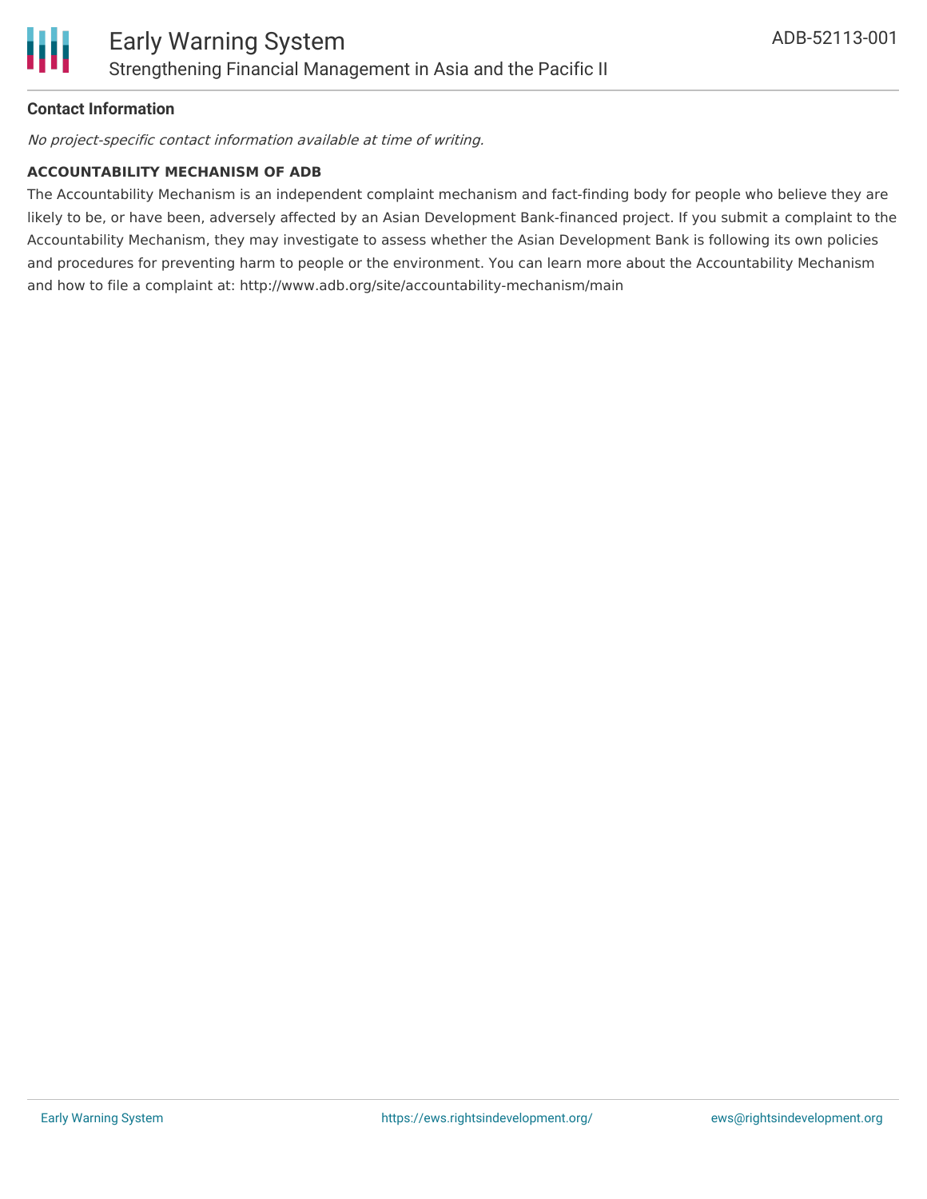**Contact Information**

*No project-specific contact information available at time of writing.*

**ACCOUNTABILITY MECHANISM OF ADB**

The Accountability Mechanism is an independent complaint mechanism and fact-finding body for people who believe they are likely to be, or have been, adversely affected by an Asian Development Bank-financed project. If you submit a complaint to the Accountability Mechanism, they may investigate to assess whether the Asian Development Bank is following its own policies and procedures for preventing harm to people or the environment. You can learn more about the Accountability Mechanism and how to file a complaint at: http://www.adb.org/site/accountability-mechanism/main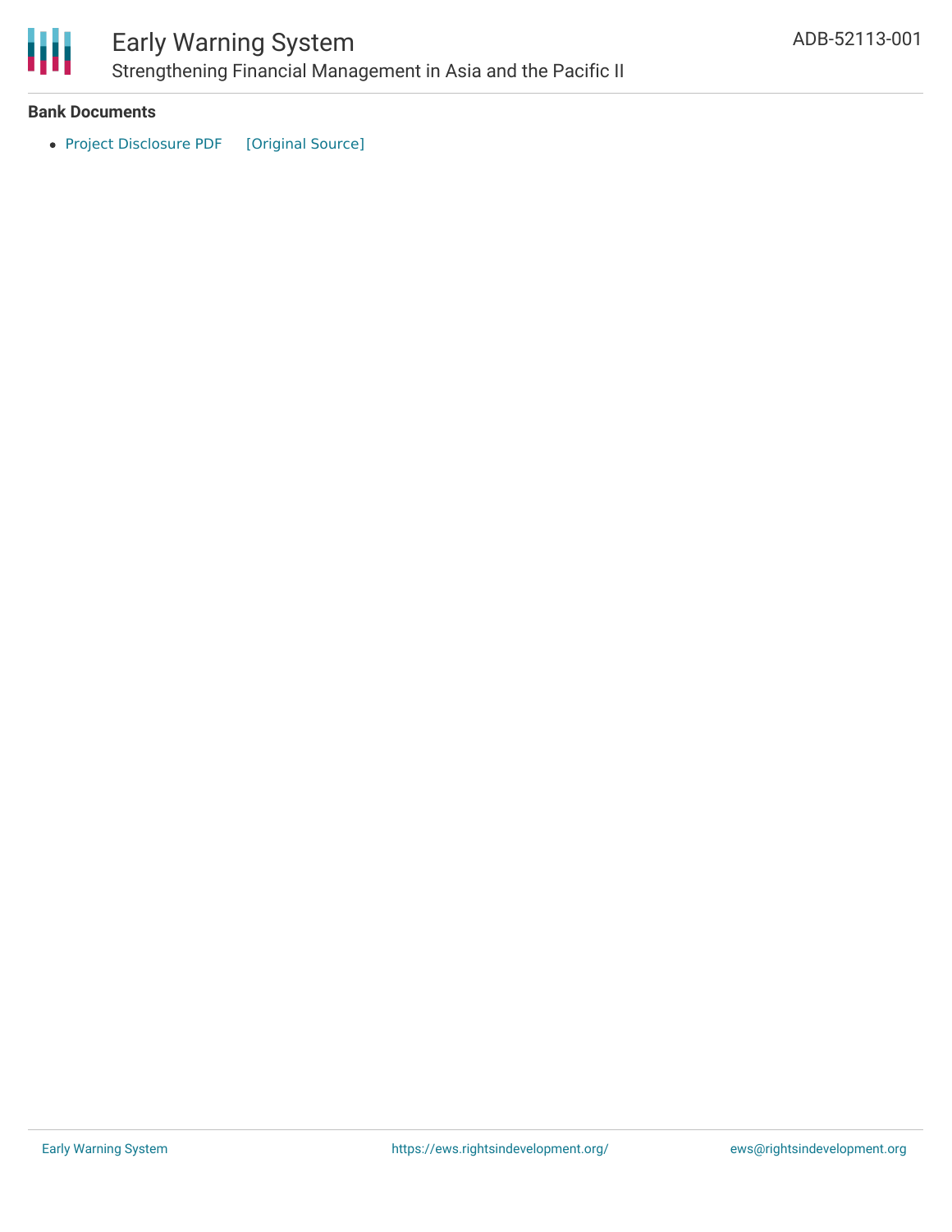**Bank Documents**

- Project Disclosure PDF [Original Source]